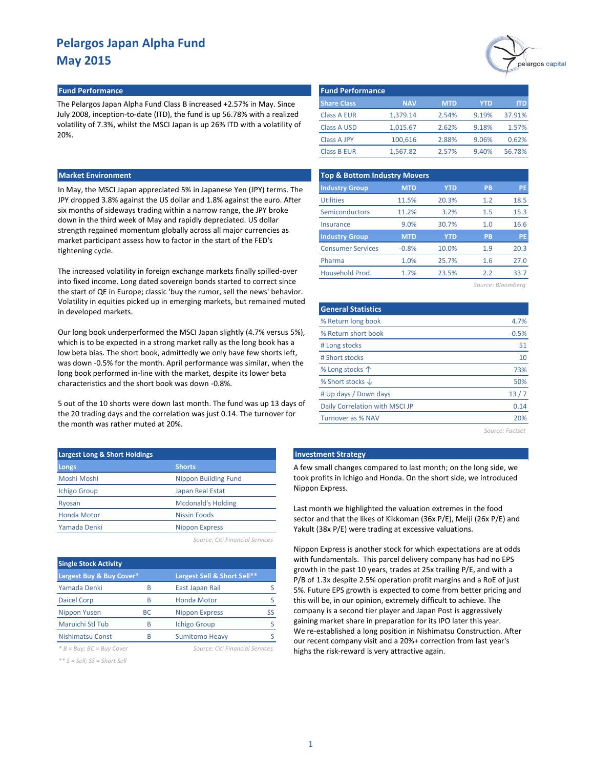# Pelargos Japan Alpha Fund
## May 2015

### Fund Performance

The Pelargos Japan Alpha Fund Class B increased +2.57% in May. Since July 2008, inception-to-date (ITD), the fund is up 56.78% with a realized volatility of 7.3%, whilst the MSCI Japan is up 26% ITD with a volatility of 20%.

### Fund Performance

| Share Class | NAV | MTD | YTD | ITD |
|---|---|---|---|---|
| Class A EUR | 1,379.14 | 2.54% | 9.19% | 37.91% |
| Class A USD | 1,015.67 | 2.62% | 9.18% | 1.57% |
| Class A JPY | 100,616 | 2.88% | 9.06% | 0.62% |
| Class B EUR | 1,567.82 | 2.57% | 9.40% | 56.78% |

### Market Environment

In May, the MSCI Japan appreciated 5% in Japanese Yen (JPY) terms. The JPY dropped 3.8% against the US dollar and 1.8% against the euro. After six months of sideways trading within a narrow range, the JPY broke down in the third week of May and rapidly depreciated. US dollar strength regained momentum globally across all major currencies as market participant assess how to factor in the start of the FED's tightening cycle.

The increased volatility in foreign exchange markets finally spilled-over into fixed income. Long dated sovereign bonds started to correct since the start of QE in Europe; classic 'buy the rumor, sell the news' behavior. Volatility in equities picked up in emerging markets, but remained muted in developed markets.

Our long book underperformed the MSCI Japan slightly (4.7% versus 5%), which is to be expected in a strong market rally as the long book has a low beta bias. The short book, admittedly we only have few shorts left, was down -0.5% for the month. April performance was similar, when the long book performed in-line with the market, despite its lower beta characteristics and the short book was down -0.8%.

5 out of the 10 shorts were down last month. The fund was up 13 days of the 20 trading days and the correlation was just 0.14. The turnover for the month was rather muted at 20%.

### Top & Bottom Industry Movers

| Industry Group | MTD | YTD | PB | PE |
|---|---|---|---|---|
| Utilities | 11.5% | 20.3% | 1.2 | 18.5 |
| Semiconductors | 11.2% | 3.2% | 1.5 | 15.3 |
| Insurance | 9.0% | 30.7% | 1.0 | 16.6 |
| **Industry Group** | **MTD** | **YTD** | **PB** | **PE** |
| Consumer Services | -0.8% | 10.0% | 1.9 | 20.3 |
| Pharma | 1.0% | 25.7% | 1.6 | 27.0 |
| Household Prod. | 1.7% | 23.5% | 2.2 | 33.7 |

*Source: Bloomberg*

### General Statistics

| | |
|---|---|
| % Return long book | 4.7% |
| % Return short book | -0.5% |
| # Long stocks | 51 |
| # Short stocks | 10 |
| % Long stocks ↑ | 73% |
| % Short stocks ↓ | 50% |
| # Up days / Down days | 13 / 7 |
| Daily Correlation with MSCI JP | 0.14 |
| Turnover as % NAV | 20% |

*Source: Factset*

### Largest Long & Short Holdings

| Longs | Shorts |
|---|---|
| Moshi Moshi | Nippon Building Fund |
| Ichigo Group | Japan Real Estat |
| Ryosan | Mcdonald's Holding |
| Honda Motor | Nissin Foods |
| Yamada Denki | Nippon Express |

*Source: Citi Financial Services*

### Single Stock Activity

| Largest Buy & Buy Cover* | | Largest Sell & Short Sell** | |
|---|---|---|---|
| Yamada Denki | B | East Japan Rail | S |
| Daicel Corp | B | Honda Motor | S |
| Nippon Yusen | BC | Nippon Express | SS |
| Maruichi Stl Tub | B | Ichigo Group | S |
| Nishimatsu Const | B | Sumitomo Heavy | S |

*\* B = Buy; BC = Buy Cover*

*\*\* S = Sell; SS = Short Sell*

*Source: Citi Financial Services*

### Investment Strategy

A few small changes compared to last month; on the long side, we took profits in Ichigo and Honda. On the short side, we introduced Nippon Express.

Last month we highlighted the valuation extremes in the food sector and that the likes of Kikkoman (36x P/E), Meiji (26x P/E) and Yakult (38x P/E) were trading at excessive valuations.

Nippon Express is another stock for which expectations are at odds with fundamentals. This parcel delivery company has had no EPS growth in the past 10 years, trades at 25x trailing P/E, and with a P/B of 1.3x despite 2.5% operation profit margins and a RoE of just 5%. Future EPS growth is expected to come from better pricing and this will be, in our opinion, extremely difficult to achieve. The company is a second tier player and Japan Post is aggressively gaining market share in preparation for its IPO later this year.
We re-established a long position in Nishimatsu Construction. After our recent company visit and a 20%+ correction from last year's highs the risk-reward is very attractive again.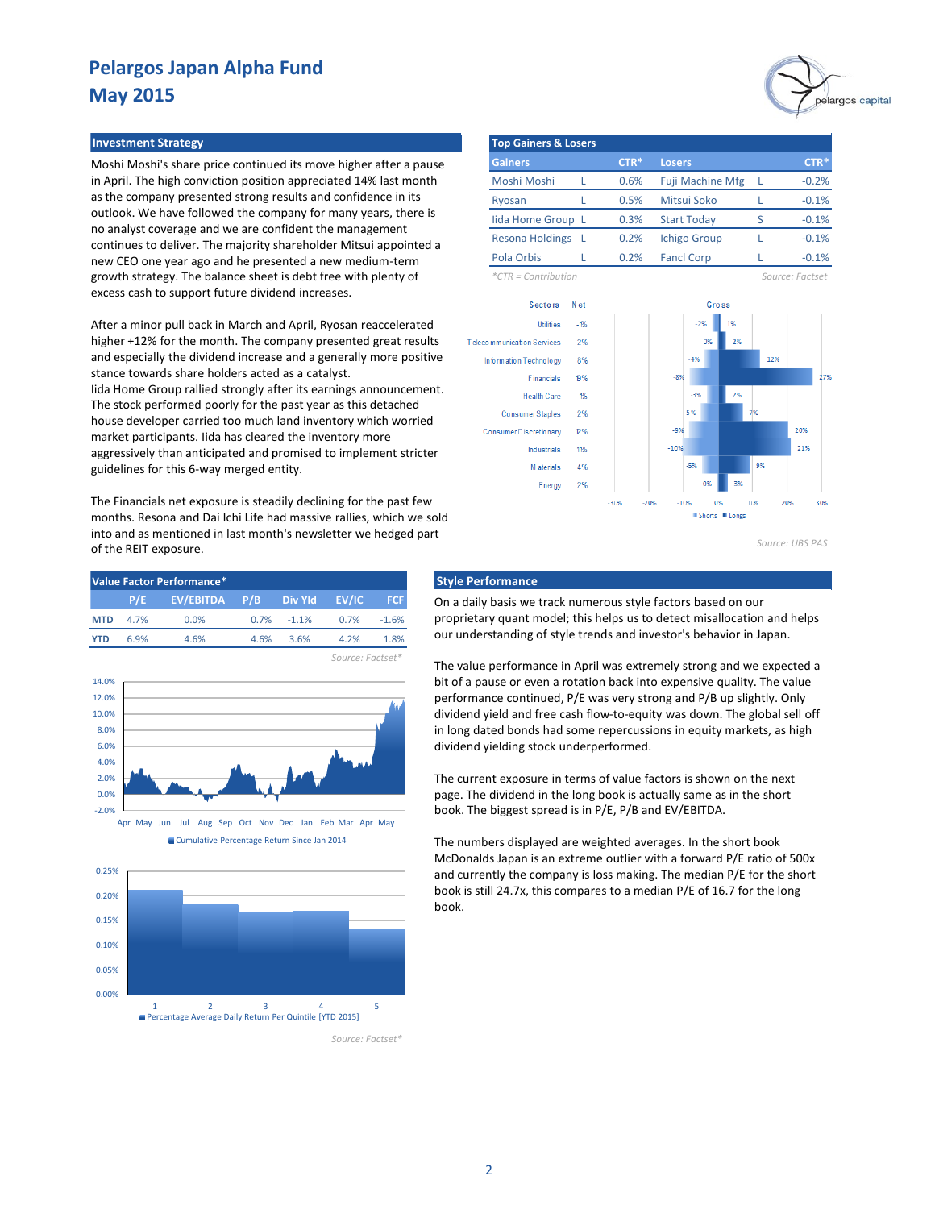# Pelargos Japan Alpha Fund
## May 2015

### Investment Strategy

Moshi Moshi's share price continued its move higher after a pause in April. The high conviction position appreciated 14% last month as the company presented strong results and confidence in its outlook. We have followed the company for many years, there is no analyst coverage and we are confident the management continues to deliver. The majority shareholder Mitsui appointed a new CEO one year ago and he presented a new medium-term growth strategy. The balance sheet is debt free with plenty of excess cash to support future dividend increases.

After a minor pull back in March and April, Ryosan reaccelerated higher +12% for the month. The company presented great results and especially the dividend increase and a generally more positive stance towards share holders acted as a catalyst.
Iida Home Group rallied strongly after its earnings announcement. The stock performed poorly for the past year as this detached house developer carried too much land inventory which worried market participants. Iida has cleared the inventory more aggressively than anticipated and promised to implement stricter guidelines for this 6-way merged entity.

The Financials net exposure is steadily declining for the past few months. Resona and Dai Ichi Life had massive rallies, which we sold into and as mentioned in last month's newsletter we hedged part of the REIT exposure.

### Top Gainers & Losers

| Gainers | | CTR* | Losers | | CTR* |
|---|---|---|---|---|---|
| Moshi Moshi | L | 0.6% | Fuji Machine Mfg | L | -0.2% |
| Ryosan | L | 0.5% | Mitsui Soko | L | -0.1% |
| Iida Home Group | L | 0.3% | Start Today | S | -0.1% |
| Resona Holdings | L | 0.2% | Ichigo Group | L | -0.1% |
| Pola Orbis | L | 0.2% | Fancl Corp | L | -0.1% |

*CTR = Contribution

Source: Factset

| Sectors | Net | Shorts | Longs |
|---|---|---|---|
| Utilities | -1% | -2% | 1% |
| Telecommunication Services | 2% | 0% | 2% |
| Information Technology | 8% | -4% | 12% |
| Financials | 19% | -8% | 27% |
| Health Care | -1% | -3% | 2% |
| Consumer Staples | 2% | -5% | 7% |
| Consumer Discretionary | 12% | -9% | 20% |
| Industrials | 11% | -10% | 21% |
| Materials | 4% | -5% | 9% |
| Energy | 2% | 0% | 3% |

Source: UBS PAS

### Value Factor Performance*

| | P/E | EV/EBITDA | P/B | Div Yld | EV/IC | FCF |
|---|---|---|---|---|---|---|
| MTD | 4.7% | 0.0% | 0.7% | -1.1% | 0.7% | -1.6% |
| YTD | 6.9% | 4.6% | 4.6% | 3.6% | 4.2% | 1.8% |

Source: Factset*

Cumulative Percentage Return Since Jan 2014

Percentage Average Daily Return Per Quintile [YTD 2015]

Source: Factset*

### Style Performance

On a daily basis we track numerous style factors based on our proprietary quant model; this helps us to detect misallocation and helps our understanding of style trends and investor's behavior in Japan.

The value performance in April was extremely strong and we expected a bit of a pause or even a rotation back into expensive quality. The value performance continued, P/E was very strong and P/B up slightly. Only dividend yield and free cash flow-to-equity was down. The global sell off in long dated bonds had some repercussions in equity markets, as high dividend yielding stock underperformed.

The current exposure in terms of value factors is shown on the next page. The dividend in the long book is actually same as in the short book. The biggest spread is in P/E, P/B and EV/EBITDA.

The numbers displayed are weighted averages. In the short book McDonalds Japan is an extreme outlier with a forward P/E ratio of 500x and currently the company is loss making. The median P/E for the short book is still 24.7x, this compares to a median P/E of 16.7 for the long book.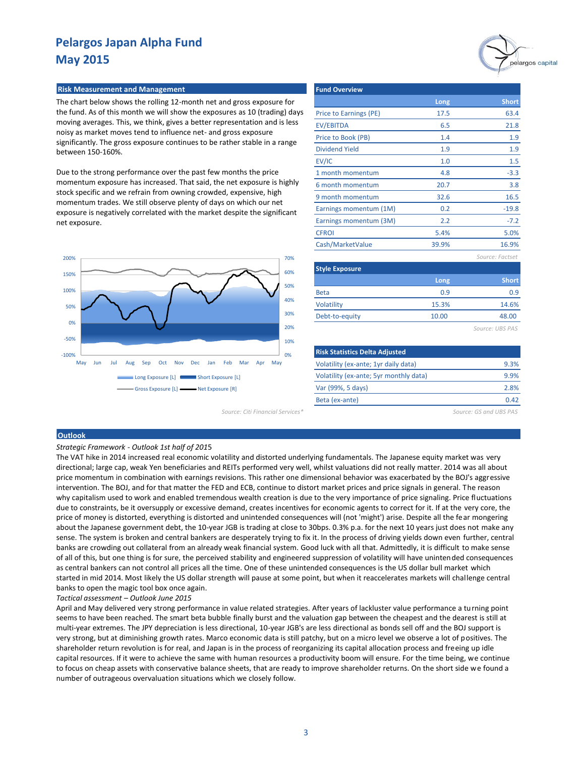# Pelargos Japan Alpha Fund
## May 2015

### Risk Measurement and Management

The chart below shows the rolling 12-month net and gross exposure for the fund. As of this month we will show the exposures as 10 (trading) days moving averages. This, we think, gives a better representation and is less noisy as market moves tend to influence net- and gross exposure significantly. The gross exposure continues to be rather stable in a range between 150-160%.

Due to the strong performance over the past few months the price momentum exposure has increased. That said, the net exposure is highly stock specific and we refrain from owning crowded, expensive, high momentum trades. We still observe plenty of days on which our net exposure is negatively correlated with the market despite the significant net exposure.

Long Exposure [L] | Short Exposure [L] | Gross Exposure [L] | Net Exposure [R]

*Source: Citi Financial Services**

### Fund Overview

| | Long | Short |
|---|---|---|
| Price to Earnings (PE) | 17.5 | 63.4 |
| EV/EBITDA | 6.5 | 21.8 |
| Price to Book (PB) | 1.4 | 1.9 |
| Dividend Yield | 1.9 | 1.9 |
| EV/IC | 1.0 | 1.5 |
| 1 month momentum | 4.8 | -3.3 |
| 6 month momentum | 20.7 | 3.8 |
| 9 month momentum | 32.6 | 16.5 |
| Earnings momentum (1M) | 0.2 | -19.8 |
| Earnings momentum (3M) | 2.2 | -7.2 |
| CFROI | 5.4% | 5.0% |
| Cash/MarketValue | 39.9% | 16.9% |

*Source: Factset*

### Style Exposure

| | Long | Short |
|---|---|---|
| Beta | 0.9 | 0.9 |
| Volatility | 15.3% | 14.6% |
| Debt-to-equity | 10.00 | 48.00 |

*Source: UBS PAS*

### Risk Statistics Delta Adjusted

| | |
|---|---|
| Volatility (ex-ante; 1yr daily data) | 9.3% |
| Volatility (ex-ante; 5yr monthly data) | 9.9% |
| Var (99%, 5 days) | 2.8% |
| Beta (ex-ante) | 0.42 |

*Source: GS and UBS PAS*

### Outlook

*Strategic Framework - Outlook 1st half of 2015*

The VAT hike in 2014 increased real economic volatility and distorted underlying fundamentals. The Japanese equity market was very directional; large cap, weak Yen beneficiaries and REITs performed very well, whilst valuations did not really matter. 2014 was all about price momentum in combination with earnings revisions. This rather one dimensional behavior was exacerbated by the BOJ's aggressive intervention. The BOJ, and for that matter the FED and ECB, continue to distort market prices and price signals in general. The reason why capitalism used to work and enabled tremendous wealth creation is due to the very importance of price signaling. Price fluctuations due to constraints, be it oversupply or excessive demand, creates incentives for economic agents to correct for it. If at the very core, the price of money is distorted, everything is distorted and unintended consequences will (not 'might') arise. Despite all the fear mongering about the Japanese government debt, the 10-year JGB is trading at close to 30bps. 0.3% p.a. for the next 10 years just does not make any sense. The system is broken and central bankers are desperately trying to fix it. In the process of driving yields down even further, central banks are crowding out collateral from an already weak financial system. Good luck with all that. Admittedly, it is difficult to make sense of all of this, but one thing is for sure, the perceived stability and engineered suppression of volatility will have unintended consequences as central bankers can not control all prices all the time. One of these unintended consequences is the US dollar bull market which started in mid 2014. Most likely the US dollar strength will pause at some point, but when it reaccelerates markets will challenge central banks to open the magic tool box once again.

*Tactical assessment – Outlook June 2015*

April and May delivered very strong performance in value related strategies. After years of lackluster value performance a turning point seems to have been reached. The smart beta bubble finally burst and the valuation gap between the cheapest and the dearest is still at multi-year extremes. The JPY depreciation is less directional, 10-year JGB's are less directional as bonds sell off and the BOJ support is very strong, but at diminishing growth rates. Marco economic data is still patchy, but on a micro level we observe a lot of positives. The shareholder return revolution is for real, and Japan is in the process of reorganizing its capital allocation process and freeing up idle capital resources. If it were to achieve the same with human resources a productivity boom will ensure. For the time being, we continue to focus on cheap assets with conservative balance sheets, that are ready to improve shareholder returns. On the short side we found a number of outrageous overvaluation situations which we closely follow.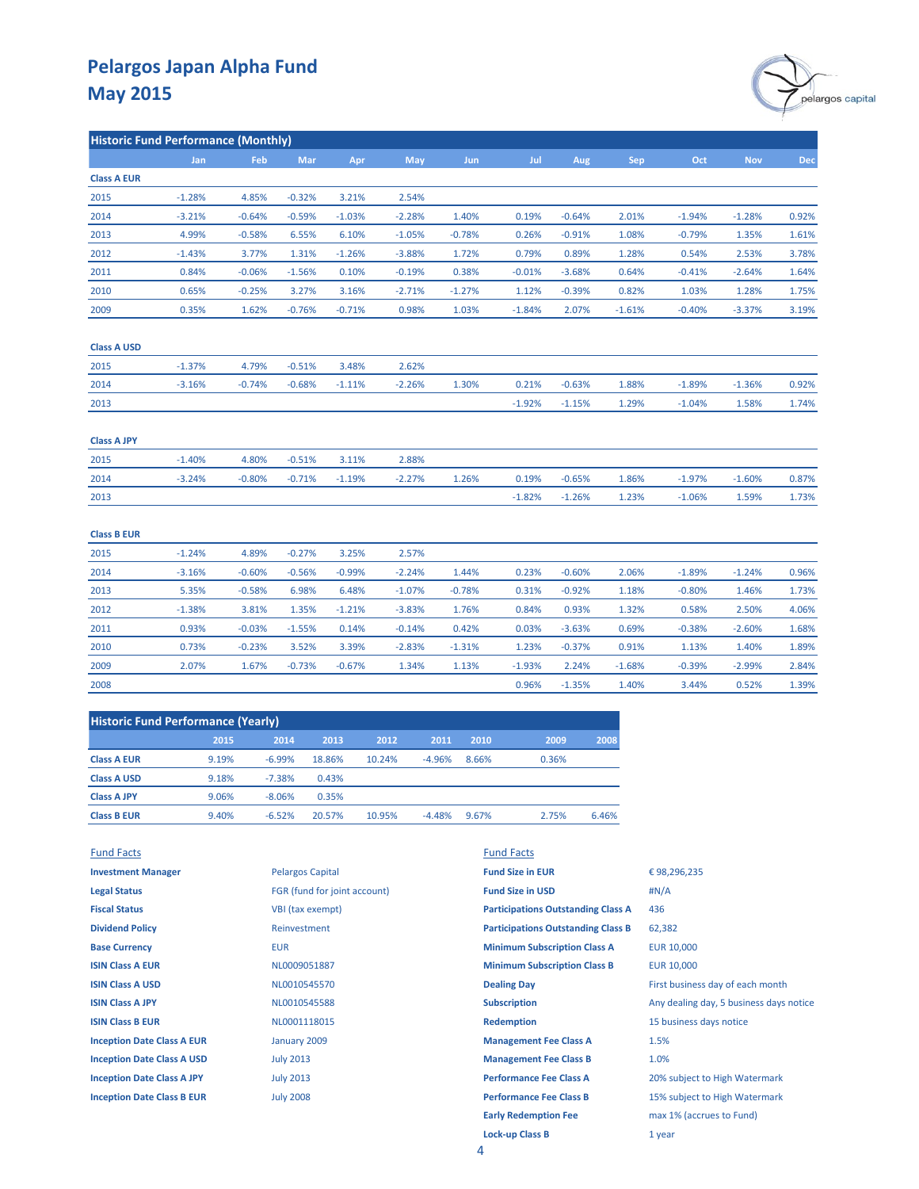# Pelargos Japan Alpha Fund
# May 2015

## Historic Fund Performance (Monthly)

| | Jan | Feb | Mar | Apr | May | Jun | Jul | Aug | Sep | Oct | Nov | Dec |
|---|---|---|---|---|---|---|---|---|---|---|---|---|
| **Class A EUR** | | | | | | | | | | | | |
| 2015 | -1.28% | 4.85% | -0.32% | 3.21% | 2.54% | | | | | | | |
| 2014 | -3.21% | -0.64% | -0.59% | -1.03% | -2.28% | 1.40% | 0.19% | -0.64% | 2.01% | -1.94% | -1.28% | 0.92% |
| 2013 | 4.99% | -0.58% | 6.55% | 6.10% | -1.05% | -0.78% | 0.26% | -0.91% | 1.08% | -0.79% | 1.35% | 1.61% |
| 2012 | -1.43% | 3.77% | 1.31% | -1.26% | -3.88% | 1.72% | 0.79% | 0.89% | 1.28% | 0.54% | 2.53% | 3.78% |
| 2011 | 0.84% | -0.06% | -1.56% | 0.10% | -0.19% | 0.38% | -0.01% | -3.68% | 0.64% | -0.41% | -2.64% | 1.64% |
| 2010 | 0.65% | -0.25% | 3.27% | 3.16% | -2.71% | -1.27% | 1.12% | -0.39% | 0.82% | 1.03% | 1.28% | 1.75% |
| 2009 | 0.35% | 1.62% | -0.76% | -0.71% | 0.98% | 1.03% | -1.84% | 2.07% | -1.61% | -0.40% | -3.37% | 3.19% |
| **Class A USD** | | | | | | | | | | | | |
| 2015 | -1.37% | 4.79% | -0.51% | 3.48% | 2.62% | | | | | | | |
| 2014 | -3.16% | -0.74% | -0.68% | -1.11% | -2.26% | 1.30% | 0.21% | -0.63% | 1.88% | -1.89% | -1.36% | 0.92% |
| 2013 | | | | | | | -1.92% | -1.15% | 1.29% | -1.04% | 1.58% | 1.74% |
| **Class A JPY** | | | | | | | | | | | | |
| 2015 | -1.40% | 4.80% | -0.51% | 3.11% | 2.88% | | | | | | | |
| 2014 | -3.24% | -0.80% | -0.71% | -1.19% | -2.27% | 1.26% | 0.19% | -0.65% | 1.86% | -1.97% | -1.60% | 0.87% |
| 2013 | | | | | | | -1.82% | -1.26% | 1.23% | -1.06% | 1.59% | 1.73% |
| **Class B EUR** | | | | | | | | | | | | |
| 2015 | -1.24% | 4.89% | -0.27% | 3.25% | 2.57% | | | | | | | |
| 2014 | -3.16% | -0.60% | -0.56% | -0.99% | -2.24% | 1.44% | 0.23% | -0.60% | 2.06% | -1.89% | -1.24% | 0.96% |
| 2013 | 5.35% | -0.58% | 6.98% | 6.48% | -1.07% | -0.78% | 0.31% | -0.92% | 1.18% | -0.80% | 1.46% | 1.73% |
| 2012 | -1.38% | 3.81% | 1.35% | -1.21% | -3.83% | 1.76% | 0.84% | 0.93% | 1.32% | 0.58% | 2.50% | 4.06% |
| 2011 | 0.93% | -0.03% | -1.55% | 0.14% | -0.14% | 0.42% | 0.03% | -3.63% | 0.69% | -0.38% | -2.60% | 1.68% |
| 2010 | 0.73% | -0.23% | 3.52% | 3.39% | -2.83% | -1.31% | 1.23% | -0.37% | 0.91% | 1.13% | 1.40% | 1.89% |
| 2009 | 2.07% | 1.67% | -0.73% | -0.67% | 1.34% | 1.13% | -1.93% | 2.24% | -1.68% | -0.39% | -2.99% | 2.84% |
| 2008 | | | | | | | 0.96% | -1.35% | 1.40% | 3.44% | 0.52% | 1.39% |

## Historic Fund Performance (Yearly)

| | 2015 | 2014 | 2013 | 2012 | 2011 | 2010 | 2009 | 2008 |
|---|---|---|---|---|---|---|---|---|
| **Class A EUR** | 9.19% | -6.99% | 18.86% | 10.24% | -4.96% | 8.66% | 0.36% | |
| **Class A USD** | 9.18% | -7.38% | 0.43% | | | | | |
| **Class A JPY** | 9.06% | -8.06% | 0.35% | | | | | |
| **Class B EUR** | 9.40% | -6.52% | 20.57% | 10.95% | -4.48% | 9.67% | 2.75% | 6.46% |

## Fund Facts

| | |
|---|---|
| **Investment Manager** | Pelargos Capital |
| **Legal Status** | FGR (fund for joint account) |
| **Fiscal Status** | VBI (tax exempt) |
| **Dividend Policy** | Reinvestment |
| **Base Currency** | EUR |
| **ISIN Class A EUR** | NL0009051887 |
| **ISIN Class A USD** | NL0010545570 |
| **ISIN Class A JPY** | NL0010545588 |
| **ISIN Class B EUR** | NL0001118015 |
| **Inception Date Class A EUR** | January 2009 |
| **Inception Date Class A USD** | July 2013 |
| **Inception Date Class A JPY** | July 2013 |
| **Inception Date Class B EUR** | July 2008 |

## Fund Facts

| | |
|---|---|
| **Fund Size in EUR** | € 98,296,235 |
| **Fund Size in USD** | #N/A |
| **Participations Outstanding Class A** | 436 |
| **Participations Outstanding Class B** | 62,382 |
| **Minimum Subscription Class A** | EUR 10,000 |
| **Minimum Subscription Class B** | EUR 10,000 |
| **Dealing Day** | First business day of each month |
| **Subscription** | Any dealing day, 5 business days notice |
| **Redemption** | 15 business days notice |
| **Management Fee Class A** | 1.5% |
| **Management Fee Class B** | 1.0% |
| **Performance Fee Class A** | 20% subject to High Watermark |
| **Performance Fee Class B** | 15% subject to High Watermark |
| **Early Redemption Fee** | max 1% (accrues to Fund) |
| **Lock-up Class B** | 1 year |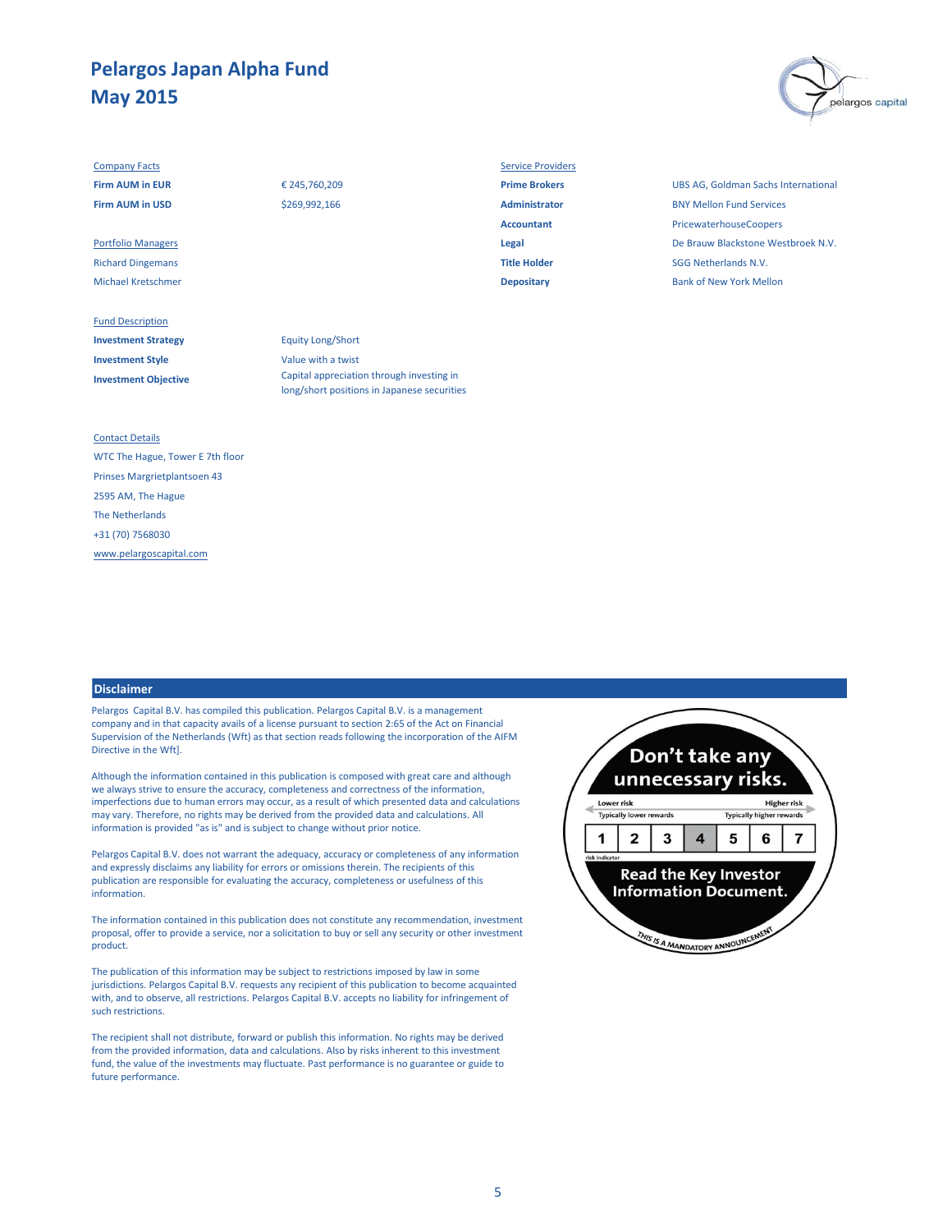# Pelargos Japan Alpha Fund
# May 2015

pelargos capital

Company Facts

| | |
|---|---|
| **Firm AUM in EUR** | € 245,760,209 |
| **Firm AUM in USD** | $269,992,166 |

Portfolio Managers

Richard Dingemans

Michael Kretschmer

Service Providers

| | |
|---|---|
| **Prime Brokers** | UBS AG, Goldman Sachs International |
| **Administrator** | BNY Mellon Fund Services |
| **Accountant** | PricewaterhouseCoopers |
| **Legal** | De Brauw Blackstone Westbroek N.V. |
| **Title Holder** | SGG Netherlands N.V. |
| **Depositary** | Bank of New York Mellon |

Fund Description

| | |
|---|---|
| **Investment Strategy** | Equity Long/Short |
| **Investment Style** | Value with a twist |
| **Investment Objective** | Capital appreciation through investing in long/short positions in Japanese securities |

Contact Details

WTC The Hague, Tower E 7th floor

Prinses Margrietplantsoen 43

2595 AM, The Hague

The Netherlands

+31 (70) 7568030

www.pelargoscapital.com

## Disclaimer

Pelargos Capital B.V. has compiled this publication. Pelargos Capital B.V. is a management company and in that capacity avails of a license pursuant to section 2:65 of the Act on Financial Supervision of the Netherlands (Wft) as that section reads following the incorporation of the AIFM Directive in the Wft].

Although the information contained in this publication is composed with great care and although we always strive to ensure the accuracy, completeness and correctness of the information, imperfections due to human errors may occur, as a result of which presented data and calculations may vary. Therefore, no rights may be derived from the provided data and calculations. All information is provided "as is" and is subject to change without prior notice.

Pelargos Capital B.V. does not warrant the adequacy, accuracy or completeness of any information and expressly disclaims any liability for errors or omissions therein. The recipients of this publication are responsible for evaluating the accuracy, completeness or usefulness of this information.

The information contained in this publication does not constitute any recommendation, investment proposal, offer to provide a service, nor a solicitation to buy or sell any security or other investment product.

The publication of this information may be subject to restrictions imposed by law in some jurisdictions. Pelargos Capital B.V. requests any recipient of this publication to become acquainted with, and to observe, all restrictions. Pelargos Capital B.V. accepts no liability for infringement of such restrictions.

The recipient shall not distribute, forward or publish this information. No rights may be derived from the provided information, data and calculations. Also by risks inherent to this investment fund, the value of the investments may fluctuate. Past performance is no guarantee or guide to future performance.

Don't take any unnecessary risks.

Lower risk — Typically lower rewards

Higher risk — Typically higher rewards

1 2 3 **4** 5 6 7

risk indicator

Read the Key Investor Information Document.

THIS IS A MANDATORY ANNOUNCEMENT